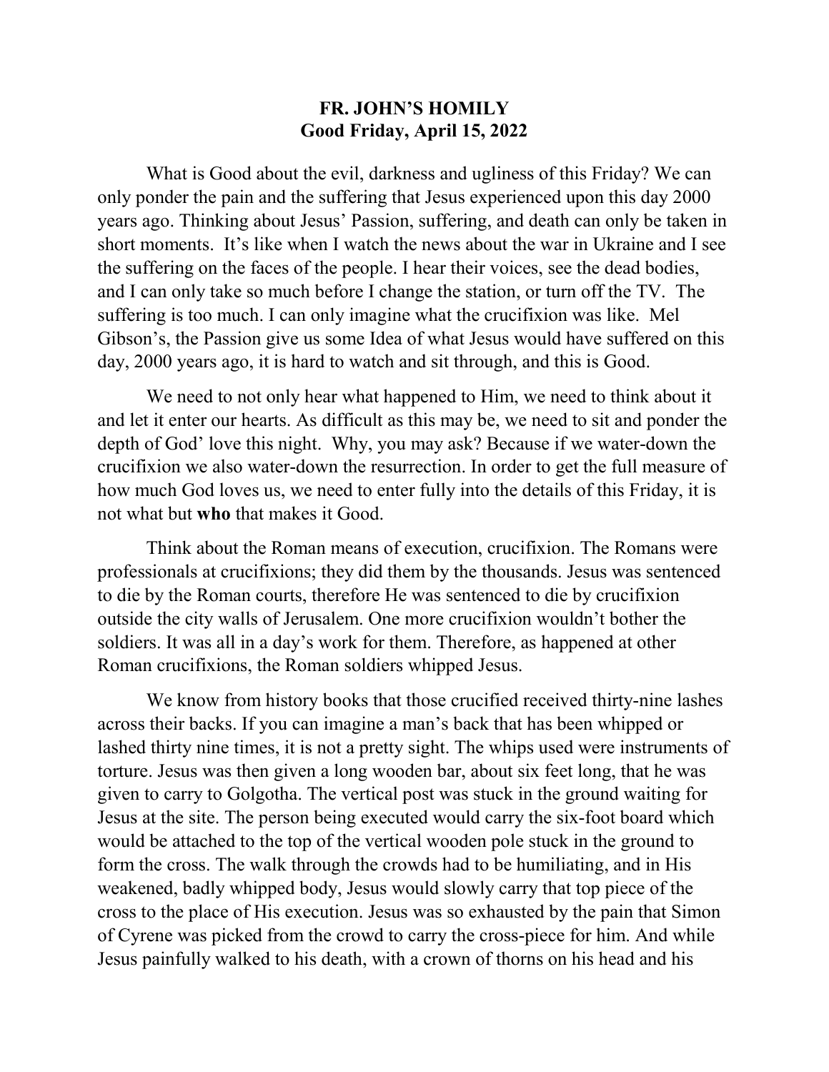# FR. JOHN'S HOMILY
## Good Friday, April 15, 2022

What is Good about the evil, darkness and ugliness of this Friday? We can only ponder the pain and the suffering that Jesus experienced upon this day 2000 years ago. Thinking about Jesus' Passion, suffering, and death can only be taken in short moments. It's like when I watch the news about the war in Ukraine and I see the suffering on the faces of the people. I hear their voices, see the dead bodies, and I can only take so much before I change the station, or turn off the TV. The suffering is too much. I can only imagine what the crucifixion was like. Mel Gibson's, the Passion give us some Idea of what Jesus would have suffered on this day, 2000 years ago, it is hard to watch and sit through, and this is Good.

We need to not only hear what happened to Him, we need to think about it and let it enter our hearts. As difficult as this may be, we need to sit and ponder the depth of God' love this night. Why, you may ask? Because if we water-down the crucifixion we also water-down the resurrection. In order to get the full measure of how much God loves us, we need to enter fully into the details of this Friday, it is not what but **who** that makes it Good.

Think about the Roman means of execution, crucifixion. The Romans were professionals at crucifixions; they did them by the thousands. Jesus was sentenced to die by the Roman courts, therefore He was sentenced to die by crucifixion outside the city walls of Jerusalem. One more crucifixion wouldn't bother the soldiers. It was all in a day's work for them. Therefore, as happened at other Roman crucifixions, the Roman soldiers whipped Jesus.

We know from history books that those crucified received thirty-nine lashes across their backs. If you can imagine a man's back that has been whipped or lashed thirty nine times, it is not a pretty sight. The whips used were instruments of torture. Jesus was then given a long wooden bar, about six feet long, that he was given to carry to Golgotha. The vertical post was stuck in the ground waiting for Jesus at the site. The person being executed would carry the six-foot board which would be attached to the top of the vertical wooden pole stuck in the ground to form the cross. The walk through the crowds had to be humiliating, and in His weakened, badly whipped body, Jesus would slowly carry that top piece of the cross to the place of His execution. Jesus was so exhausted by the pain that Simon of Cyrene was picked from the crowd to carry the cross-piece for him. And while Jesus painfully walked to his death, with a crown of thorns on his head and his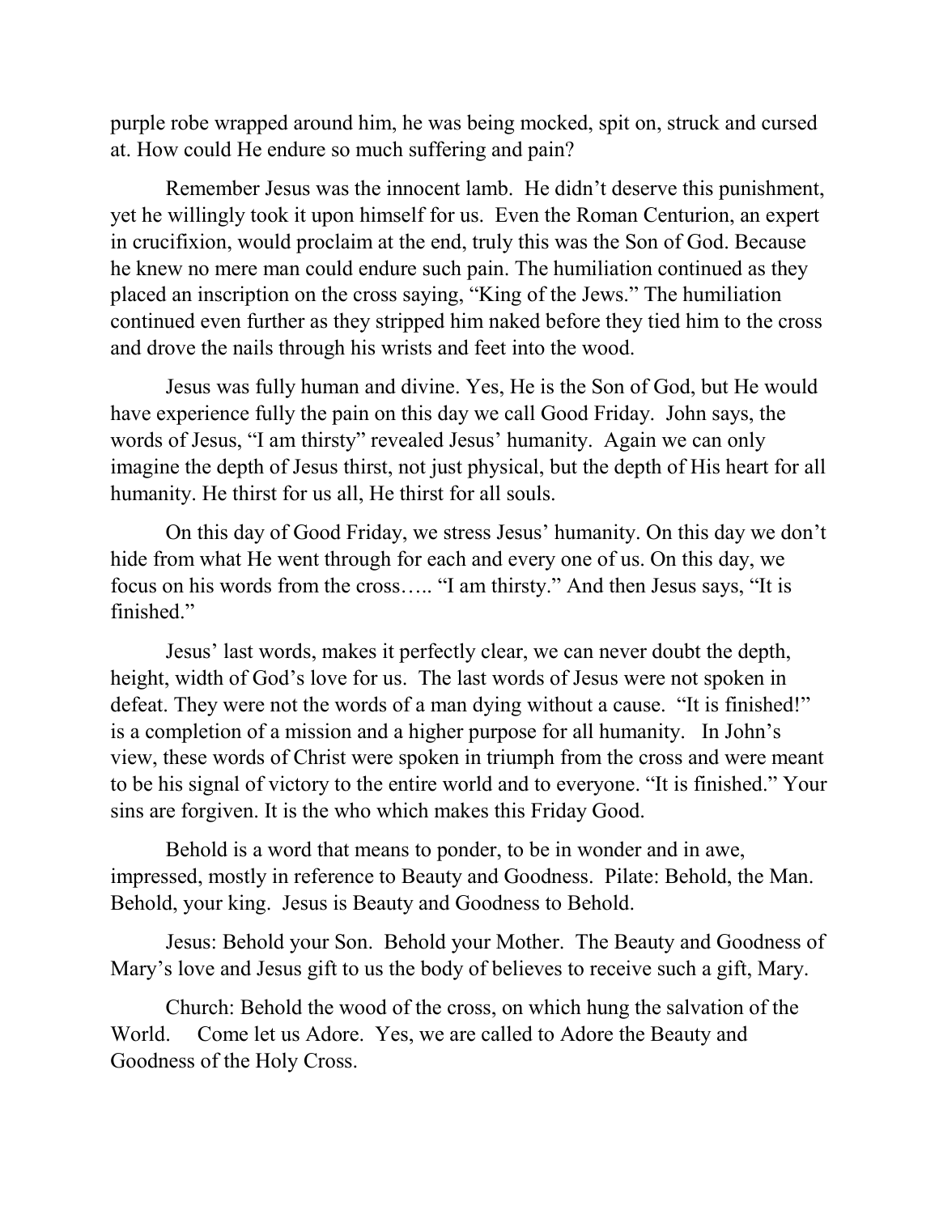purple robe wrapped around him, he was being mocked, spit on, struck and cursed at. How could He endure so much suffering and pain?

Remember Jesus was the innocent lamb. He didn't deserve this punishment, yet he willingly took it upon himself for us. Even the Roman Centurion, an expert in crucifixion, would proclaim at the end, truly this was the Son of God. Because he knew no mere man could endure such pain. The humiliation continued as they placed an inscription on the cross saying, "King of the Jews." The humiliation continued even further as they stripped him naked before they tied him to the cross and drove the nails through his wrists and feet into the wood.

Jesus was fully human and divine. Yes, He is the Son of God, but He would have experience fully the pain on this day we call Good Friday. John says, the words of Jesus, "I am thirsty" revealed Jesus' humanity. Again we can only imagine the depth of Jesus thirst, not just physical, but the depth of His heart for all humanity. He thirst for us all, He thirst for all souls.

On this day of Good Friday, we stress Jesus' humanity. On this day we don't hide from what He went through for each and every one of us. On this day, we focus on his words from the cross….. "I am thirsty." And then Jesus says, "It is finished."

Jesus' last words, makes it perfectly clear, we can never doubt the depth, height, width of God's love for us. The last words of Jesus were not spoken in defeat. They were not the words of a man dying without a cause. "It is finished!" is a completion of a mission and a higher purpose for all humanity. In John's view, these words of Christ were spoken in triumph from the cross and were meant to be his signal of victory to the entire world and to everyone. "It is finished." Your sins are forgiven. It is the who which makes this Friday Good.

Behold is a word that means to ponder, to be in wonder and in awe, impressed, mostly in reference to Beauty and Goodness. Pilate: Behold, the Man. Behold, your king. Jesus is Beauty and Goodness to Behold.

Jesus: Behold your Son. Behold your Mother. The Beauty and Goodness of Mary's love and Jesus gift to us the body of believes to receive such a gift, Mary.

Church: Behold the wood of the cross, on which hung the salvation of the World. Come let us Adore. Yes, we are called to Adore the Beauty and Goodness of the Holy Cross.